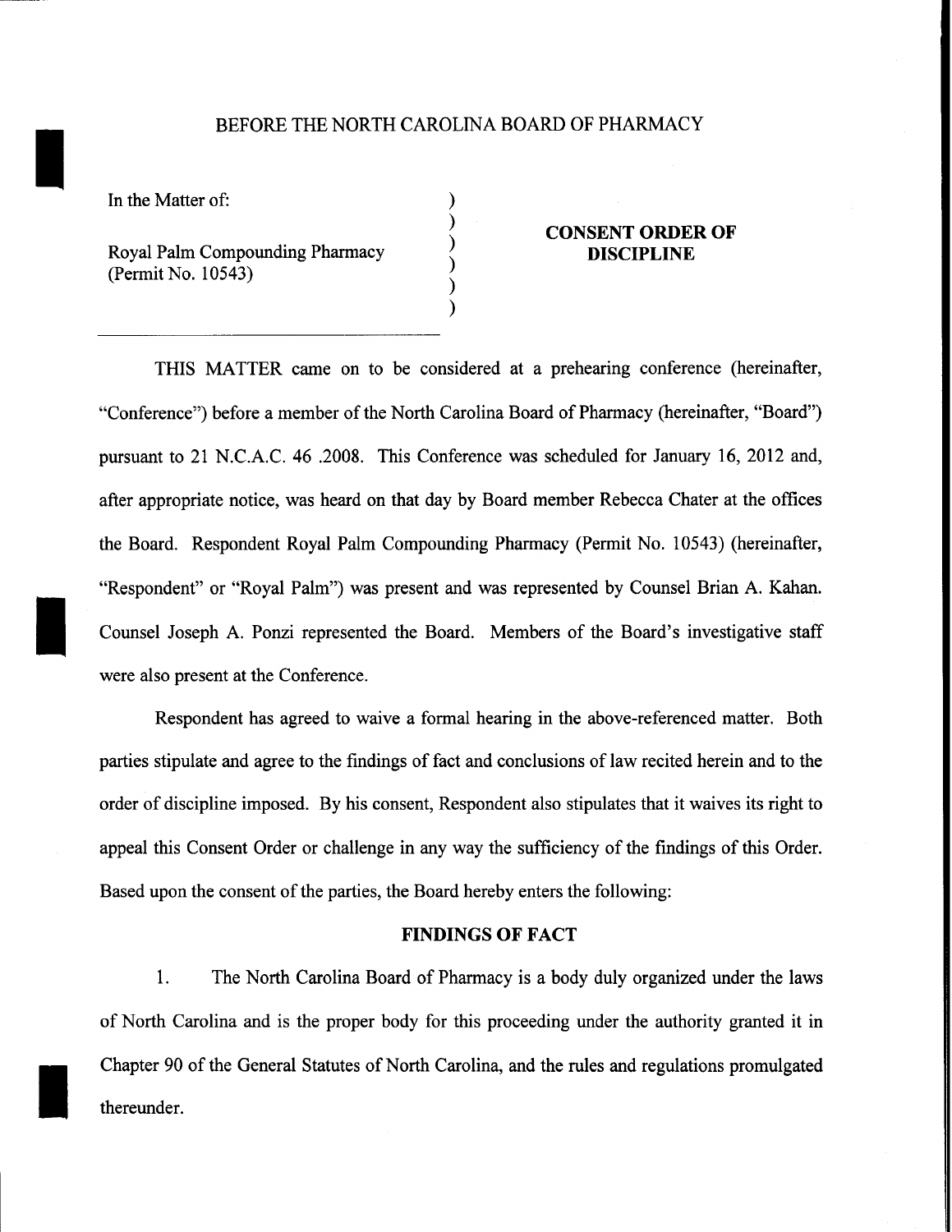BEFORE THE NORTH CAROLINA BOARD OF PHARMACY

In the Matter of:

Royal Palm Compounding Pharmacy
(Permit No. 10543)

**CONSENT ORDER OF DISCIPLINE**

THIS MATTER came on to be considered at a prehearing conference (hereinafter, "Conference") before a member of the North Carolina Board of Pharmacy (hereinafter, "Board") pursuant to 21 N.C.A.C. 46 .2008. This Conference was scheduled for January 16, 2012 and, after appropriate notice, was heard on that day by Board member Rebecca Chater at the offices the Board. Respondent Royal Palm Compounding Pharmacy (Permit No. 10543) (hereinafter, "Respondent" or "Royal Palm") was present and was represented by Counsel Brian A. Kahan. Counsel Joseph A. Ponzi represented the Board. Members of the Board's investigative staff were also present at the Conference.

Respondent has agreed to waive a formal hearing in the above-referenced matter. Both parties stipulate and agree to the findings of fact and conclusions of law recited herein and to the order of discipline imposed. By his consent, Respondent also stipulates that it waives its right to appeal this Consent Order or challenge in any way the sufficiency of the findings of this Order. Based upon the consent of the parties, the Board hereby enters the following:

**FINDINGS OF FACT**

1. The North Carolina Board of Pharmacy is a body duly organized under the laws of North Carolina and is the proper body for this proceeding under the authority granted it in Chapter 90 of the General Statutes of North Carolina, and the rules and regulations promulgated thereunder.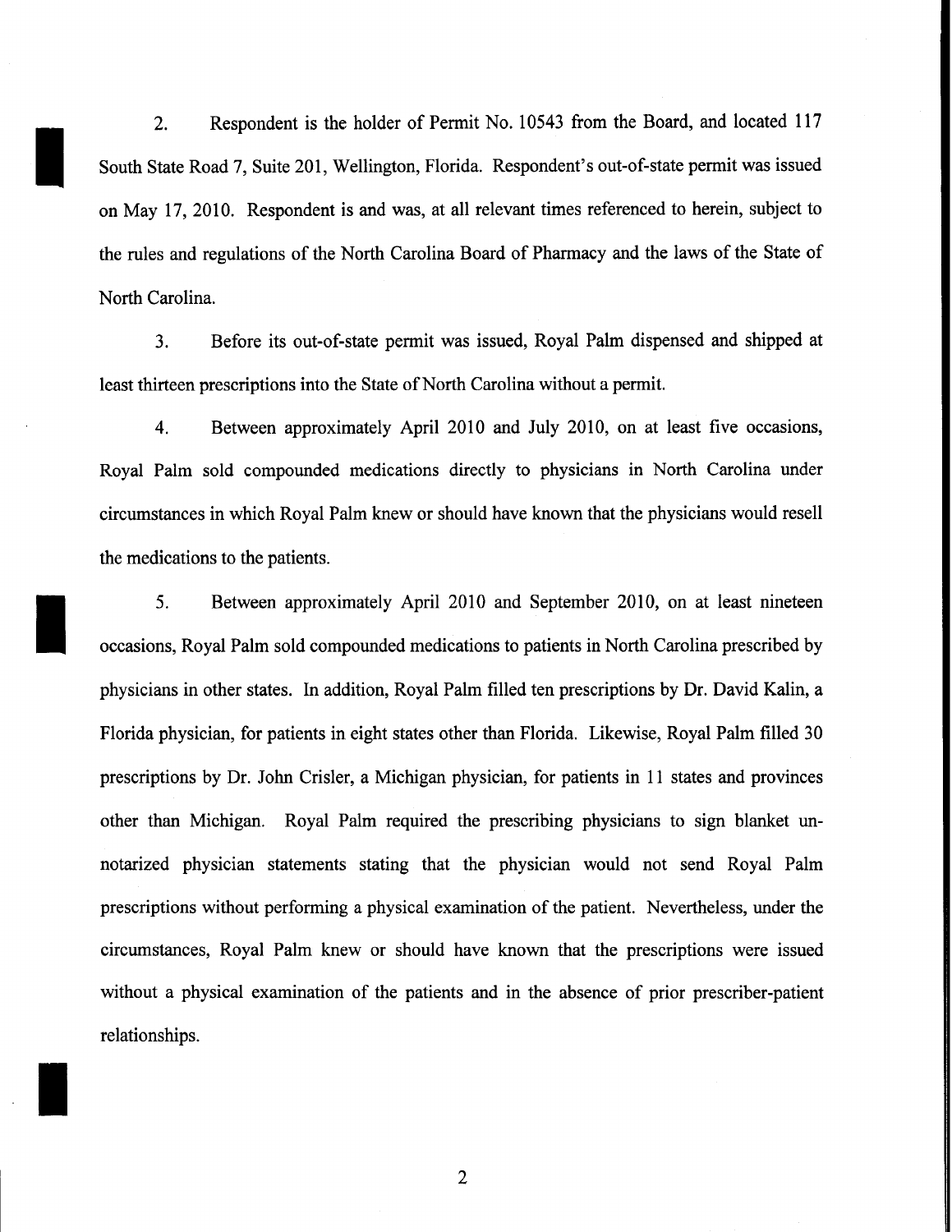2. Respondent is the holder of Permit No. 10543 from the Board, and located 117 South State Road 7, Suite 201, Wellington, Florida. Respondent's out-of-state permit was issued on May 17, 2010. Respondent is and was, at all relevant times referenced to herein, subject to the rules and regulations of the North Carolina Board of Pharmacy and the laws of the State of North Carolina.

3. Before its out-of-state permit was issued, Royal Palm dispensed and shipped at least thirteen prescriptions into the State of North Carolina without a permit.

4. Between approximately April 2010 and July 2010, on at least five occasions, Royal Palm sold compounded medications directly to physicians in North Carolina under circumstances in which Royal Palm knew or should have known that the physicians would resell the medications to the patients.

5. Between approximately April 2010 and September 2010, on at least nineteen occasions, Royal Palm sold compounded medications to patients in North Carolina prescribed by physicians in other states. In addition, Royal Palm filled ten prescriptions by Dr. David Kalin, a Florida physician, for patients in eight states other than Florida. Likewise, Royal Palm filled 30 prescriptions by Dr. John Crisler, a Michigan physician, for patients in 11 states and provinces other than Michigan. Royal Palm required the prescribing physicians to sign blanket un-notarized physician statements stating that the physician would not send Royal Palm prescriptions without performing a physical examination of the patient. Nevertheless, under the circumstances, Royal Palm knew or should have known that the prescriptions were issued without a physical examination of the patients and in the absence of prior prescriber-patient relationships.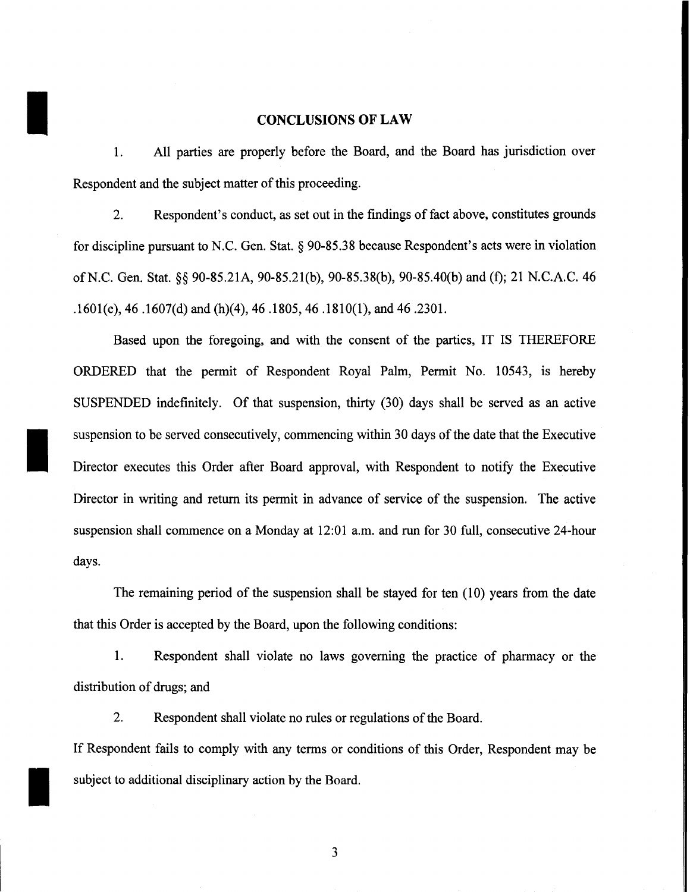## CONCLUSIONS OF LAW

1. All parties are properly before the Board, and the Board has jurisdiction over Respondent and the subject matter of this proceeding.

2. Respondent's conduct, as set out in the findings of fact above, constitutes grounds for discipline pursuant to N.C. Gen. Stat. § 90-85.38 because Respondent's acts were in violation of N.C. Gen. Stat. §§ 90-85.21A, 90-85.21(b), 90-85.38(b), 90-85.40(b) and (f); 21 N.C.A.C. 46 .1601(e), 46 .1607(d) and (h)(4), 46 .1805, 46 .1810(1), and 46 .2301.

Based upon the foregoing, and with the consent of the parties, IT IS THEREFORE ORDERED that the permit of Respondent Royal Palm, Permit No. 10543, is hereby SUSPENDED indefinitely. Of that suspension, thirty (30) days shall be served as an active suspension to be served consecutively, commencing within 30 days of the date that the Executive Director executes this Order after Board approval, with Respondent to notify the Executive Director in writing and return its permit in advance of service of the suspension. The active suspension shall commence on a Monday at 12:01 a.m. and run for 30 full, consecutive 24-hour days.

The remaining period of the suspension shall be stayed for ten (10) years from the date that this Order is accepted by the Board, upon the following conditions:

1. Respondent shall violate no laws governing the practice of pharmacy or the distribution of drugs; and

2. Respondent shall violate no rules or regulations of the Board.

If Respondent fails to comply with any terms or conditions of this Order, Respondent may be subject to additional disciplinary action by the Board.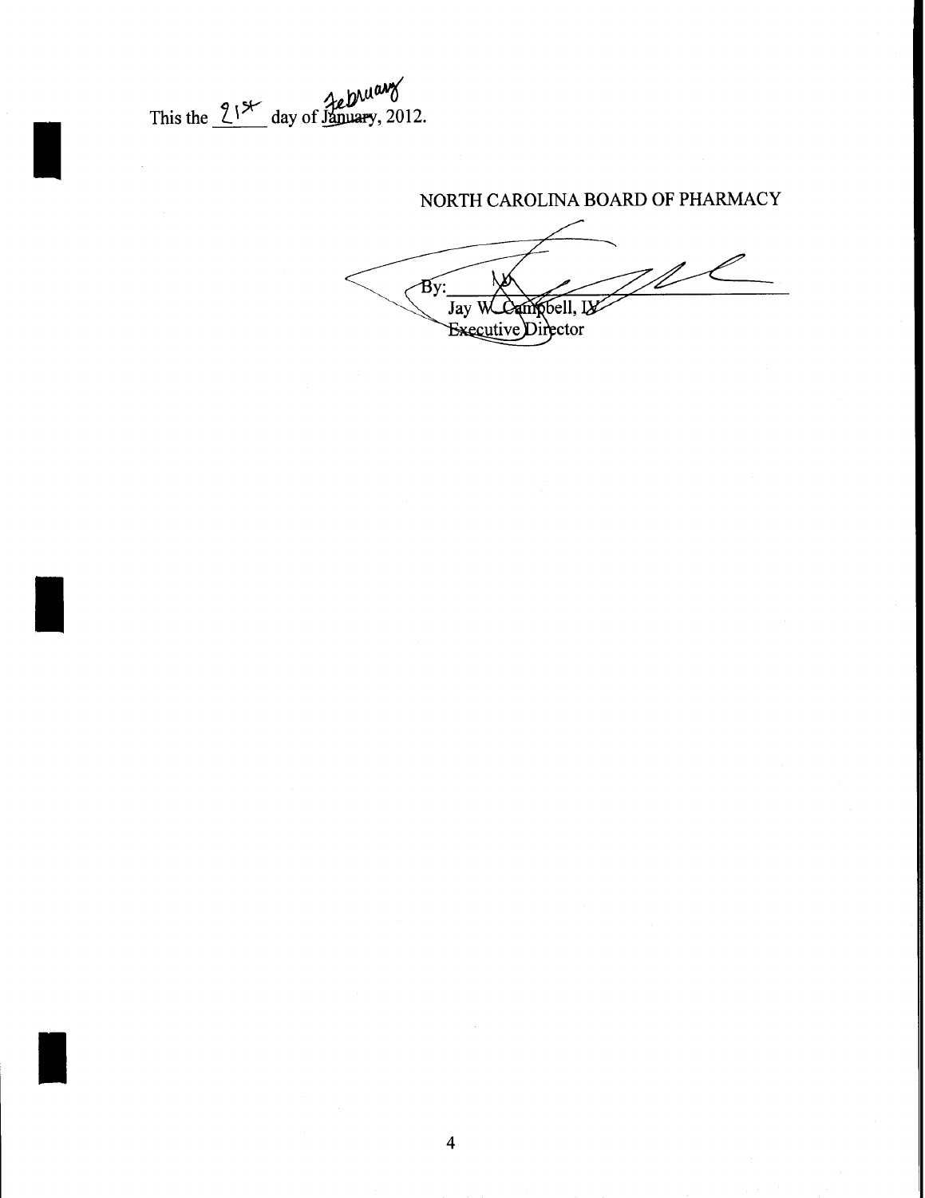This the 21st day of ~~January~~ February, 2012.

NORTH CAROLINA BOARD OF PHARMACY

By: ______________________
Jay W. Campbell, IV
Executive Director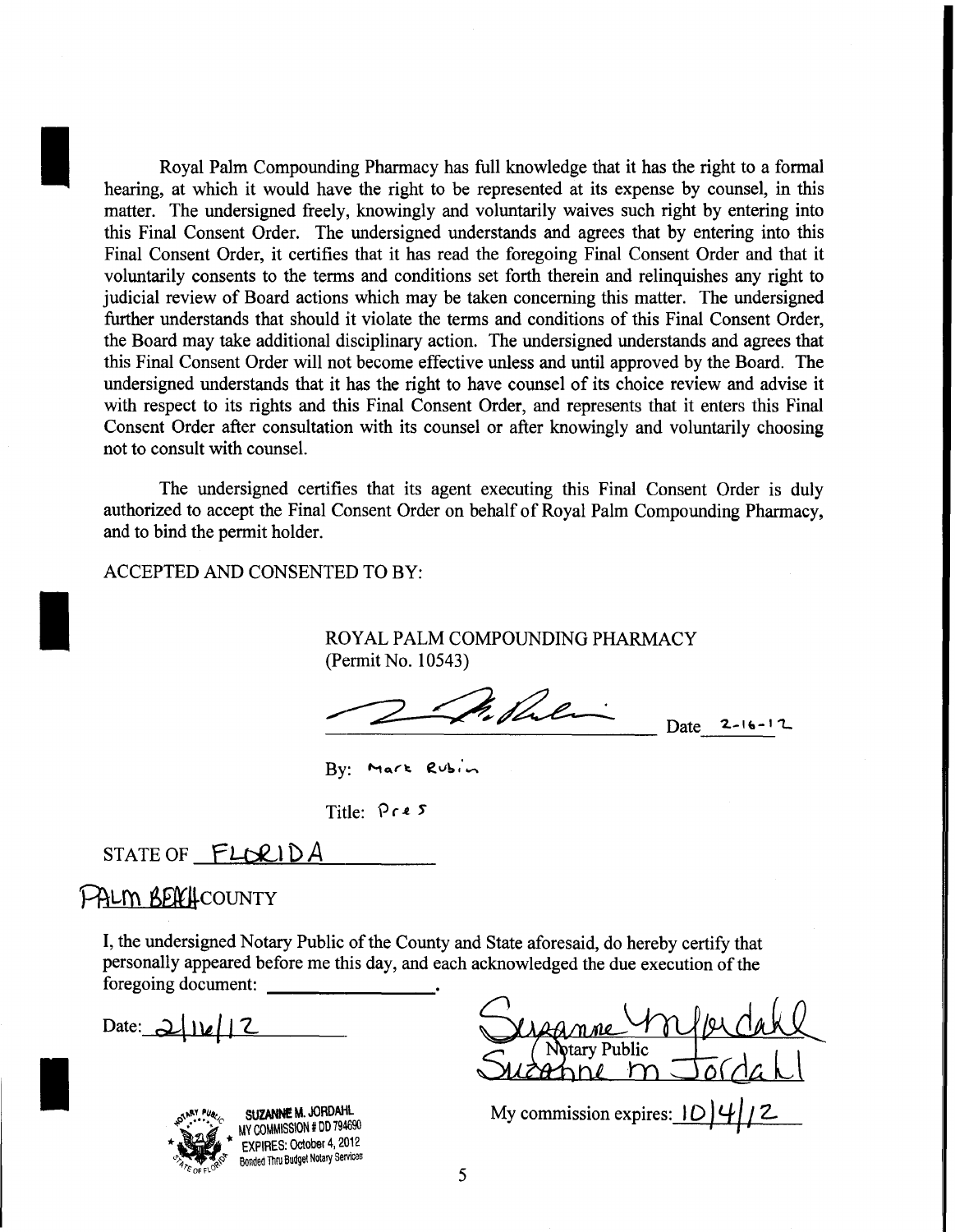Royal Palm Compounding Pharmacy has full knowledge that it has the right to a formal hearing, at which it would have the right to be represented at its expense by counsel, in this matter. The undersigned freely, knowingly and voluntarily waives such right by entering into this Final Consent Order. The undersigned understands and agrees that by entering into this Final Consent Order, it certifies that it has read the foregoing Final Consent Order and that it voluntarily consents to the terms and conditions set forth therein and relinquishes any right to judicial review of Board actions which may be taken concerning this matter. The undersigned further understands that should it violate the terms and conditions of this Final Consent Order, the Board may take additional disciplinary action. The undersigned understands and agrees that this Final Consent Order will not become effective unless and until approved by the Board. The undersigned understands that it has the right to have counsel of its choice review and advise it with respect to its rights and this Final Consent Order, and represents that it enters this Final Consent Order after consultation with its counsel or after knowingly and voluntarily choosing not to consult with counsel.

The undersigned certifies that its agent executing this Final Consent Order is duly authorized to accept the Final Consent Order on behalf of Royal Palm Compounding Pharmacy, and to bind the permit holder.

ACCEPTED AND CONSENTED TO BY:

ROYAL PALM COMPOUNDING PHARMACY
(Permit No. 10543)

_______________________ Date 2-16-12

By: Mark Rubin

Title: Pres

STATE OF FLORIDA

PALM BEACH COUNTY

I, the undersigned Notary Public of the County and State aforesaid, do hereby certify that personally appeared before me this day, and each acknowledged the due execution of the foregoing document: ________________.

Date: 2/16/12

Notary Public
Suzanne M Jordahl

My commission expires: 10/4/12

SUZANNE M. JORDAHL
MY COMMISSION # DD 794690
EXPIRES: October 4, 2012
Bonded Thru Budget Notary Services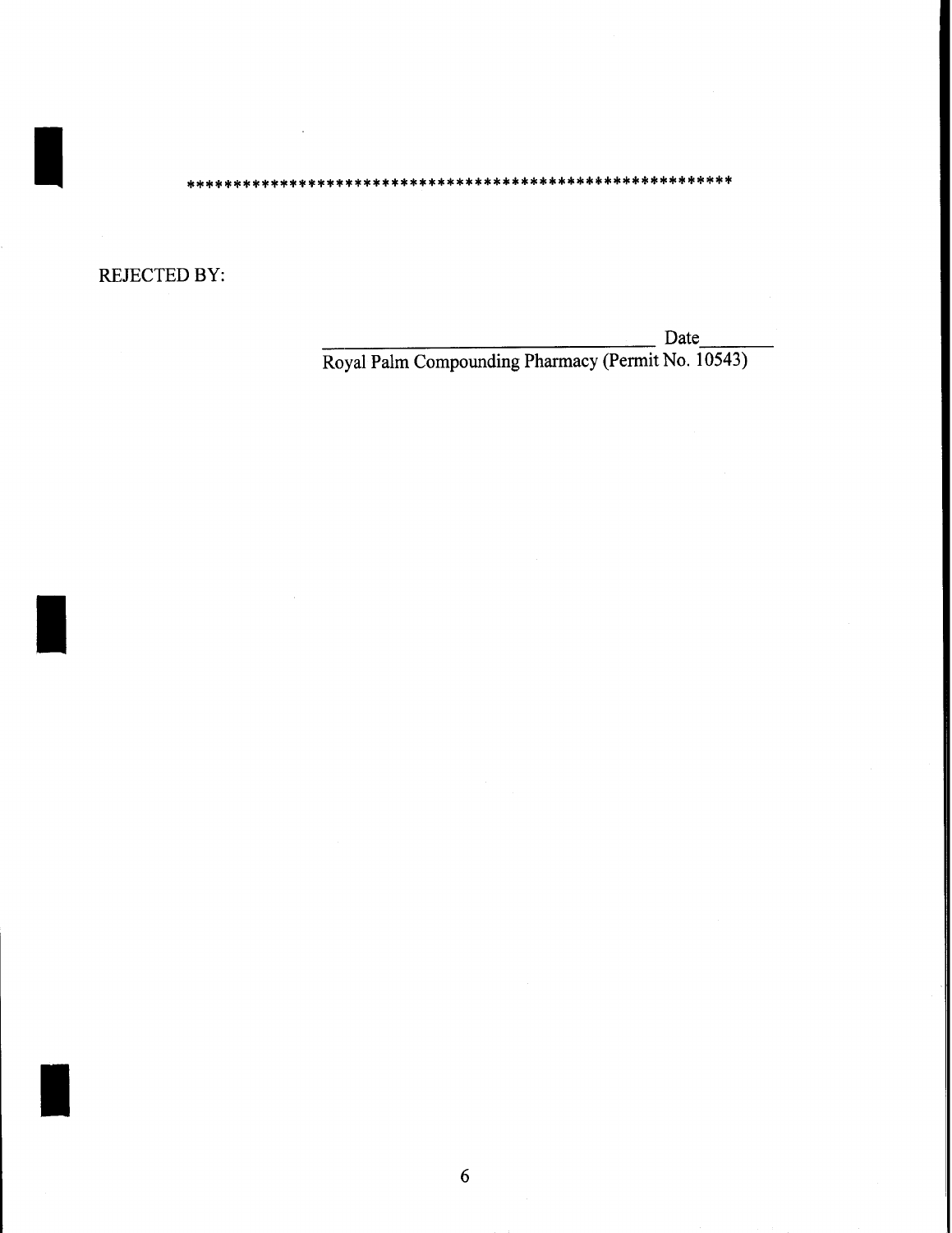************************************************************

REJECTED BY:

\_\_\_\_\_\_\_\_\_\_\_\_\_\_\_\_\_\_\_\_\_\_\_\_\_\_\_\_\_\_\_\_\_\_\_\_ Date\_\_\_\_\_\_\_\_

Royal Palm Compounding Pharmacy (Permit No. 10543)